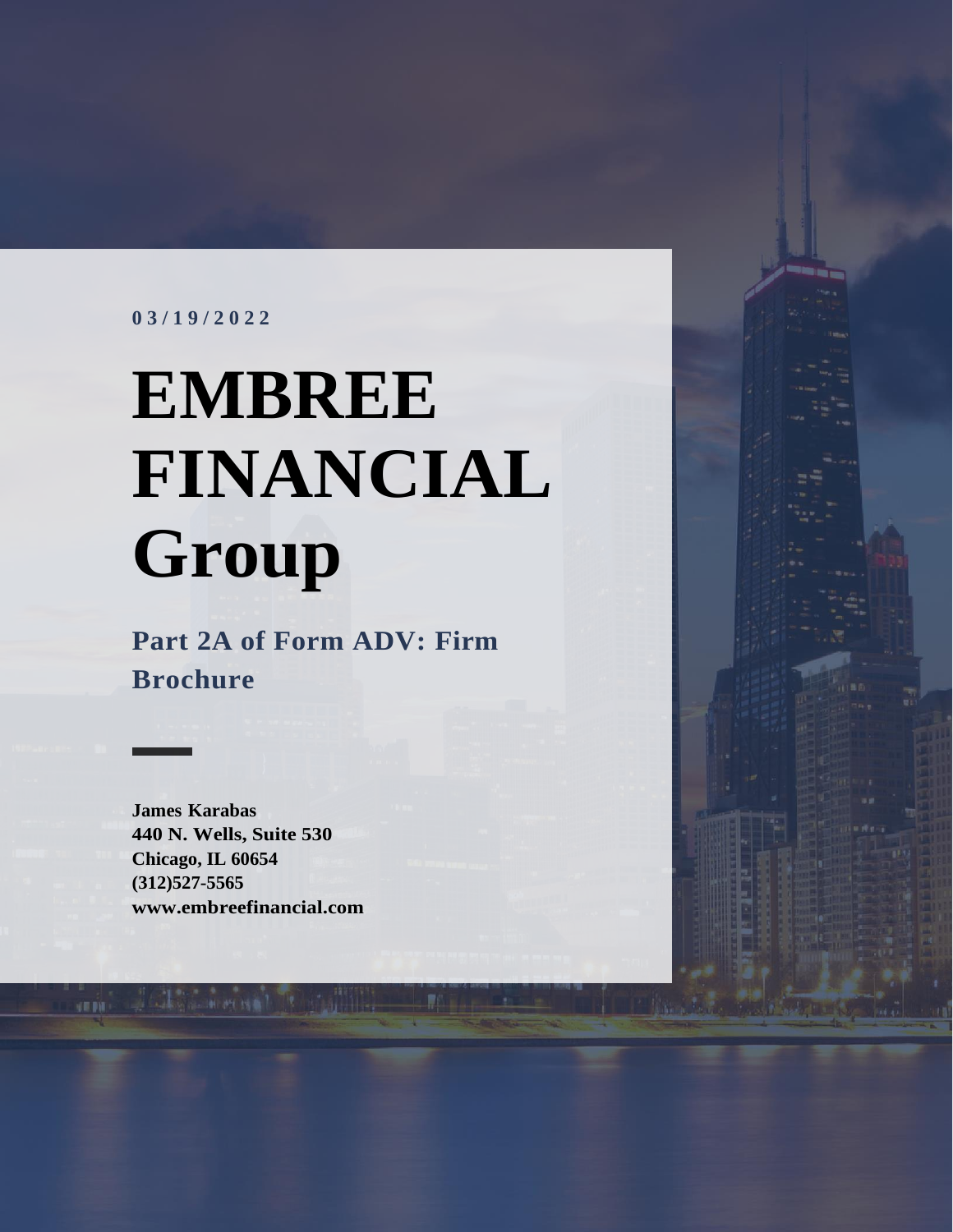03/19/2022

# EMBREE FINANCIAL Group

## Part 2A of Form ADV: Firm Brochure

**James Karabas**
**440 N. Wells, Suite 530**
**Chicago, IL 60654**
**(312)527-5565**
**www.embreefinancial.com**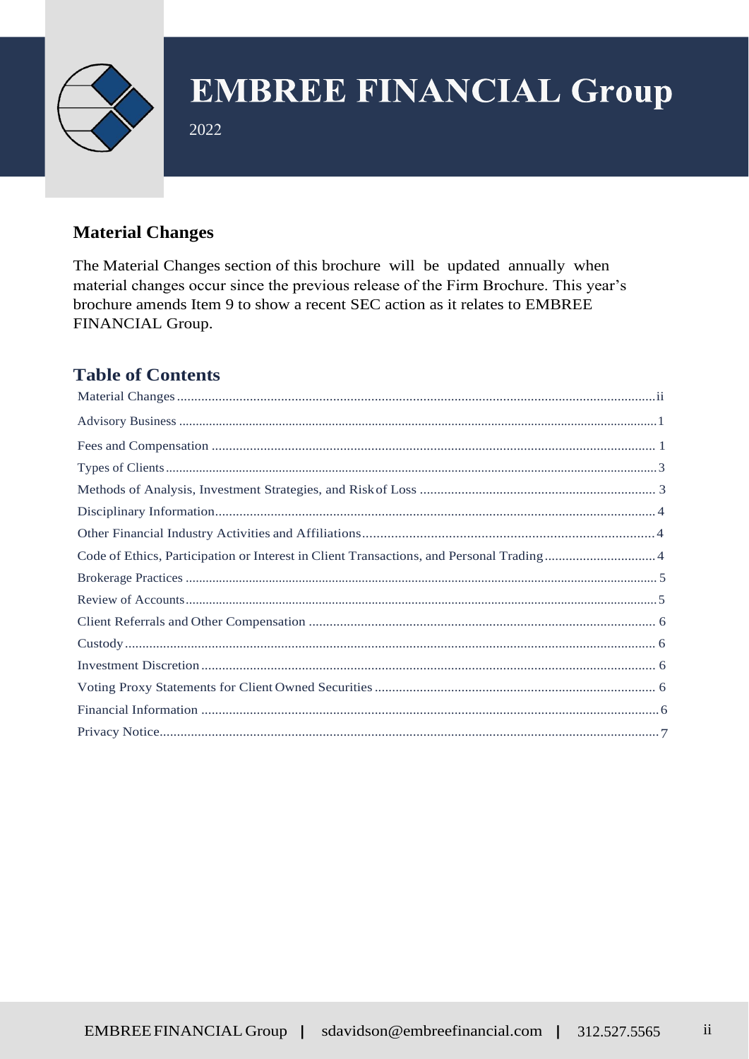# EMBREE FINANCIAL Group

2022

## Material Changes

The Material Changes section of this brochure will be updated annually when material changes occur since the previous release of the Firm Brochure. This year's brochure amends Item 9 to show a recent SEC action as it relates to EMBREE FINANCIAL Group.

## Table of Contents

Material Changes .......... ii
Advisory Business .......... 1
Fees and Compensation .......... 1
Types of Clients .......... 3
Methods of Analysis, Investment Strategies, and Risk of Loss .......... 3
Disciplinary Information .......... 4
Other Financial Industry Activities and Affiliations .......... 4
Code of Ethics, Participation or Interest in Client Transactions, and Personal Trading .......... 4
Brokerage Practices .......... 5
Review of Accounts .......... 5
Client Referrals and Other Compensation .......... 6
Custody .......... 6
Investment Discretion .......... 6
Voting Proxy Statements for Client Owned Securities .......... 6
Financial Information .......... 6
Privacy Notice .......... 7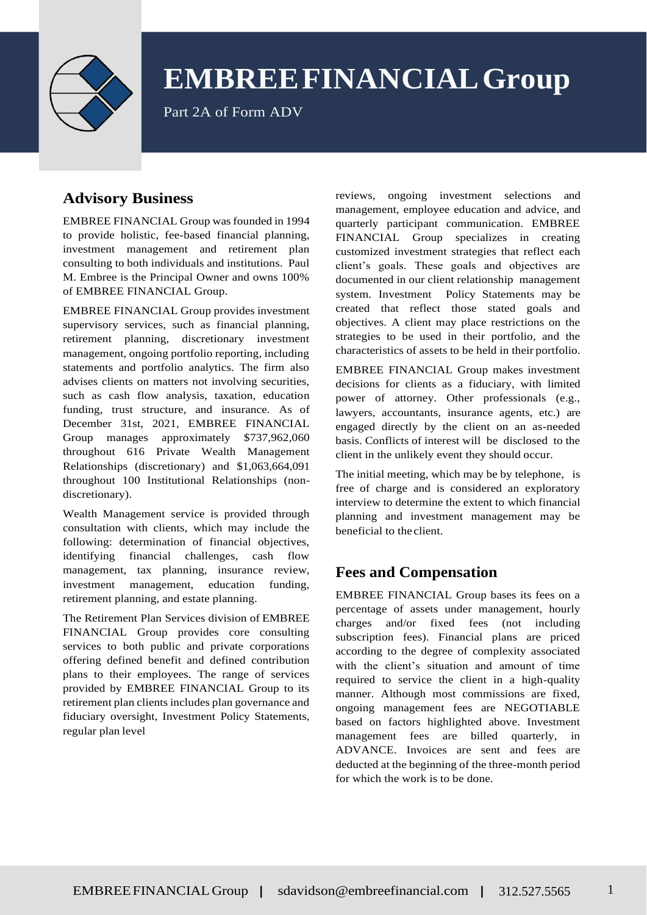# EMBREE FINANCIAL Group

Part 2A of Form ADV

## Advisory Business

EMBREE FINANCIAL Group was founded in 1994 to provide holistic, fee-based financial planning, investment management and retirement plan consulting to both individuals and institutions. Paul M. Embree is the Principal Owner and owns 100% of EMBREE FINANCIAL Group.

EMBREE FINANCIAL Group provides investment supervisory services, such as financial planning, retirement planning, discretionary investment management, ongoing portfolio reporting, including statements and portfolio analytics. The firm also advises clients on matters not involving securities, such as cash flow analysis, taxation, education funding, trust structure, and insurance. As of December 31st, 2021, EMBREE FINANCIAL Group manages approximately $737,962,060 throughout 616 Private Wealth Management Relationships (discretionary) and $1,063,664,091 throughout 100 Institutional Relationships (non-discretionary).

Wealth Management service is provided through consultation with clients, which may include the following: determination of financial objectives, identifying financial challenges, cash flow management, tax planning, insurance review, investment management, education funding, retirement planning, and estate planning.

The Retirement Plan Services division of EMBREE FINANCIAL Group provides core consulting services to both public and private corporations offering defined benefit and defined contribution plans to their employees. The range of services provided by EMBREE FINANCIAL Group to its retirement plan clients includes plan governance and fiduciary oversight, Investment Policy Statements, regular plan level reviews, ongoing investment selections and management, employee education and advice, and quarterly participant communication. EMBREE FINANCIAL Group specializes in creating customized investment strategies that reflect each client's goals. These goals and objectives are documented in our client relationship management system. Investment Policy Statements may be created that reflect those stated goals and objectives. A client may place restrictions on the strategies to be used in their portfolio, and the characteristics of assets to be held in their portfolio.

EMBREE FINANCIAL Group makes investment decisions for clients as a fiduciary, with limited power of attorney. Other professionals (e.g., lawyers, accountants, insurance agents, etc.) are engaged directly by the client on an as-needed basis. Conflicts of interest will be disclosed to the client in the unlikely event they should occur.

The initial meeting, which may be by telephone, is free of charge and is considered an exploratory interview to determine the extent to which financial planning and investment management may be beneficial to the client.

## Fees and Compensation

EMBREE FINANCIAL Group bases its fees on a percentage of assets under management, hourly charges and/or fixed fees (not including subscription fees). Financial plans are priced according to the degree of complexity associated with the client's situation and amount of time required to service the client in a high-quality manner. Although most commissions are fixed, ongoing management fees are NEGOTIABLE based on factors highlighted above. Investment management fees are billed quarterly, in ADVANCE. Invoices are sent and fees are deducted at the beginning of the three-month period for which the work is to be done.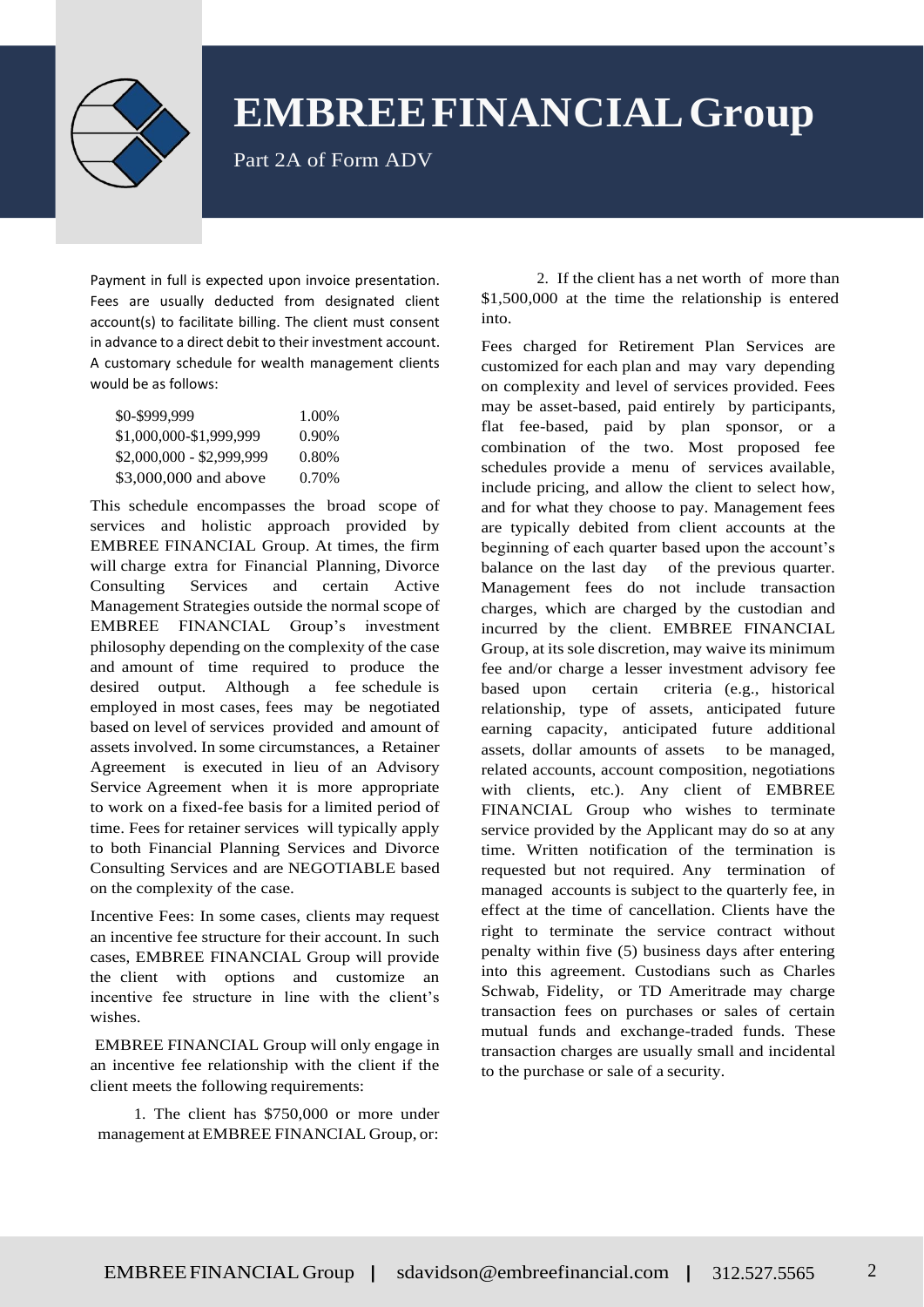Payment in full is expected upon invoice presentation. Fees are usually deducted from designated client account(s) to facilitate billing. The client must consent in advance to a direct debit to their investment account. A customary schedule for wealth management clients would be as follows:

| | |
|---|---|
| $0-$999,999 | 1.00% |
| $1,000,000-$1,999,999 | 0.90% |
| $2,000,000 - $2,999,999 | 0.80% |
| $3,000,000 and above | 0.70% |

This schedule encompasses the broad scope of services and holistic approach provided by EMBREE FINANCIAL Group. At times, the firm will charge extra for Financial Planning, Divorce Consulting Services and certain Active Management Strategies outside the normal scope of EMBREE FINANCIAL Group's investment philosophy depending on the complexity of the case and amount of time required to produce the desired output. Although a fee schedule is employed in most cases, fees may be negotiated based on level of services provided and amount of assets involved. In some circumstances, a Retainer Agreement is executed in lieu of an Advisory Service Agreement when it is more appropriate to work on a fixed-fee basis for a limited period of time. Fees for retainer services will typically apply to both Financial Planning Services and Divorce Consulting Services and are NEGOTIABLE based on the complexity of the case.

Incentive Fees: In some cases, clients may request an incentive fee structure for their account. In such cases, EMBREE FINANCIAL Group will provide the client with options and customize an incentive fee structure in line with the client's wishes.

EMBREE FINANCIAL Group will only engage in an incentive fee relationship with the client if the client meets the following requirements:

1. The client has $750,000 or more under management at EMBREE FINANCIAL Group, or:

2. If the client has a net worth of more than $1,500,000 at the time the relationship is entered into.

Fees charged for Retirement Plan Services are customized for each plan and may vary depending on complexity and level of services provided. Fees may be asset-based, paid entirely by participants, flat fee-based, paid by plan sponsor, or a combination of the two. Most proposed fee schedules provide a menu of services available, include pricing, and allow the client to select how, and for what they choose to pay. Management fees are typically debited from client accounts at the beginning of each quarter based upon the account's balance on the last day of the previous quarter. Management fees do not include transaction charges, which are charged by the custodian and incurred by the client. EMBREE FINANCIAL Group, at its sole discretion, may waive its minimum fee and/or charge a lesser investment advisory fee based upon certain criteria (e.g., historical relationship, type of assets, anticipated future earning capacity, anticipated future additional assets, dollar amounts of assets to be managed, related accounts, account composition, negotiations with clients, etc.). Any client of EMBREE FINANCIAL Group who wishes to terminate service provided by the Applicant may do so at any time. Written notification of the termination is requested but not required. Any termination of managed accounts is subject to the quarterly fee, in effect at the time of cancellation. Clients have the right to terminate the service contract without penalty within five (5) business days after entering into this agreement. Custodians such as Charles Schwab, Fidelity, or TD Ameritrade may charge transaction fees on purchases or sales of certain mutual funds and exchange-traded funds. These transaction charges are usually small and incidental to the purchase or sale of a security.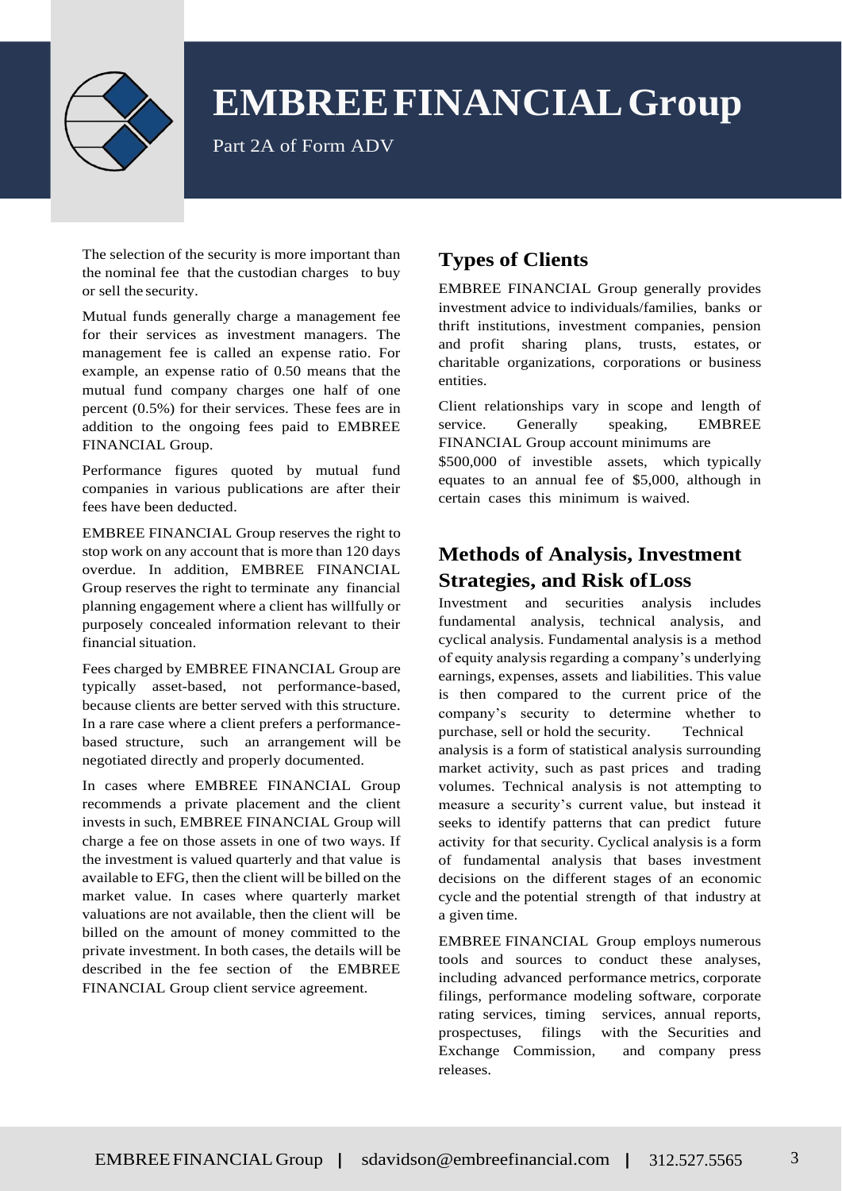The selection of the security is more important than the nominal fee that the custodian charges to buy or sell the security.

Mutual funds generally charge a management fee for their services as investment managers. The management fee is called an expense ratio. For example, an expense ratio of 0.50 means that the mutual fund company charges one half of one percent (0.5%) for their services. These fees are in addition to the ongoing fees paid to EMBREE FINANCIAL Group.

Performance figures quoted by mutual fund companies in various publications are after their fees have been deducted.

EMBREE FINANCIAL Group reserves the right to stop work on any account that is more than 120 days overdue. In addition, EMBREE FINANCIAL Group reserves the right to terminate any financial planning engagement where a client has willfully or purposely concealed information relevant to their financial situation.

Fees charged by EMBREE FINANCIAL Group are typically asset-based, not performance-based, because clients are better served with this structure. In a rare case where a client prefers a performance-based structure, such an arrangement will be negotiated directly and properly documented.

In cases where EMBREE FINANCIAL Group recommends a private placement and the client invests in such, EMBREE FINANCIAL Group will charge a fee on those assets in one of two ways. If the investment is valued quarterly and that value is available to EFG, then the client will be billed on the market value. In cases where quarterly market valuations are not available, then the client will be billed on the amount of money committed to the private investment. In both cases, the details will be described in the fee section of the EMBREE FINANCIAL Group client service agreement.

## Types of Clients

EMBREE FINANCIAL Group generally provides investment advice to individuals/families, banks or thrift institutions, investment companies, pension and profit sharing plans, trusts, estates, or charitable organizations, corporations or business entities.

Client relationships vary in scope and length of service. Generally speaking, EMBREE FINANCIAL Group account minimums are $500,000 of investible assets, which typically equates to an annual fee of $5,000, although in certain cases this minimum is waived.

## Methods of Analysis, Investment Strategies, and Risk of Loss

Investment and securities analysis includes fundamental analysis, technical analysis, and cyclical analysis. Fundamental analysis is a method of equity analysis regarding a company's underlying earnings, expenses, assets and liabilities. This value is then compared to the current price of the company's security to determine whether to purchase, sell or hold the security. Technical analysis is a form of statistical analysis surrounding market activity, such as past prices and trading volumes. Technical analysis is not attempting to measure a security's current value, but instead it seeks to identify patterns that can predict future activity for that security. Cyclical analysis is a form of fundamental analysis that bases investment decisions on the different stages of an economic cycle and the potential strength of that industry at a given time.

EMBREE FINANCIAL Group employs numerous tools and sources to conduct these analyses, including advanced performance metrics, corporate filings, performance modeling software, corporate rating services, timing services, annual reports, prospectuses, filings with the Securities and Exchange Commission, and company press releases.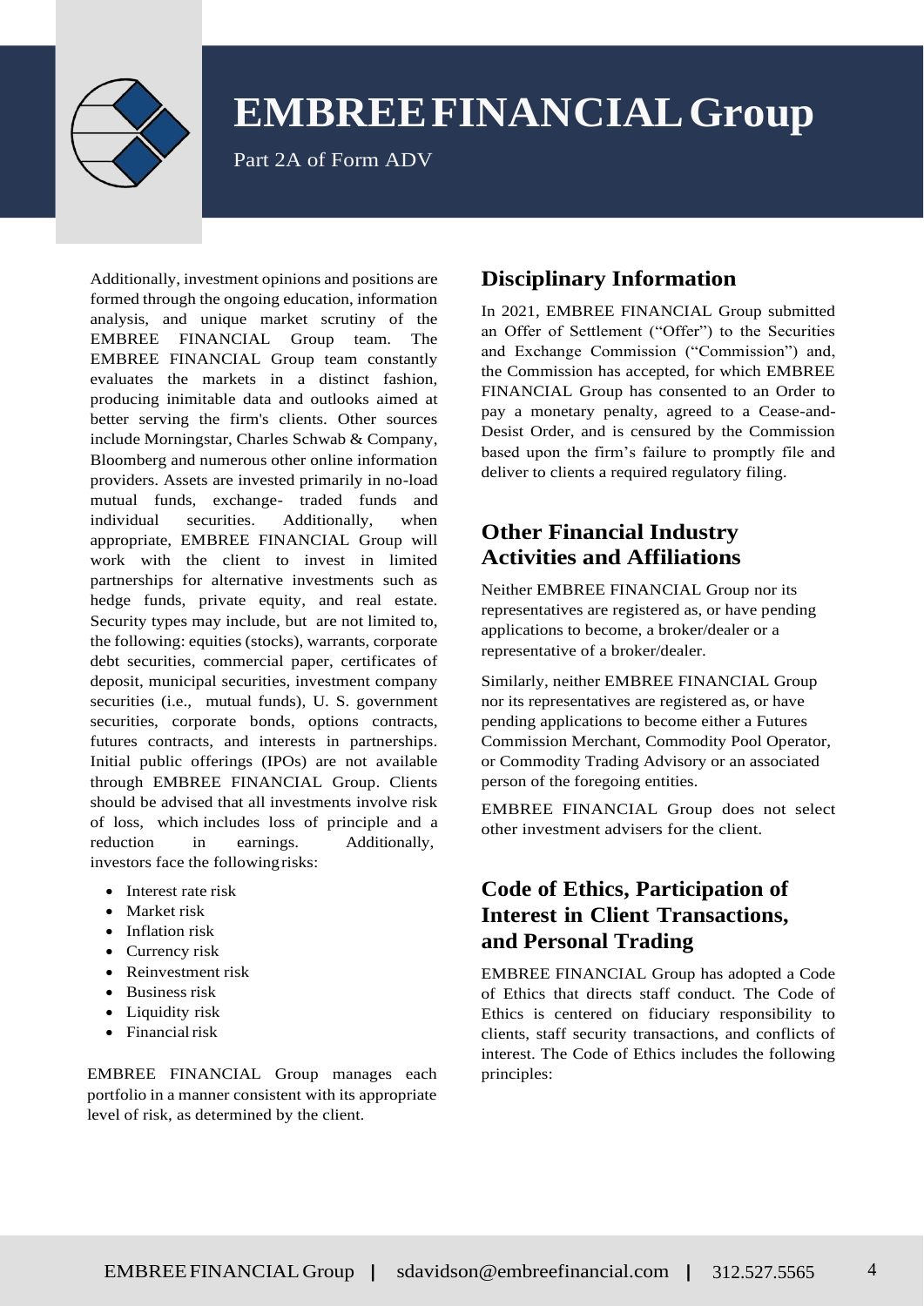Additionally, investment opinions and positions are formed through the ongoing education, information analysis, and unique market scrutiny of the EMBREE FINANCIAL Group team. The EMBREE FINANCIAL Group team constantly evaluates the markets in a distinct fashion, producing inimitable data and outlooks aimed at better serving the firm's clients. Other sources include Morningstar, Charles Schwab & Company, Bloomberg and numerous other online information providers. Assets are invested primarily in no-load mutual funds, exchange- traded funds and individual securities. Additionally, when appropriate, EMBREE FINANCIAL Group will work with the client to invest in limited partnerships for alternative investments such as hedge funds, private equity, and real estate. Security types may include, but are not limited to, the following: equities (stocks), warrants, corporate debt securities, commercial paper, certificates of deposit, municipal securities, investment company securities (i.e., mutual funds), U. S. government securities, corporate bonds, options contracts, futures contracts, and interests in partnerships. Initial public offerings (IPOs) are not available through EMBREE FINANCIAL Group. Clients should be advised that all investments involve risk of loss, which includes loss of principle and a reduction in earnings. Additionally, investors face the following risks:

- Interest rate risk
- Market risk
- Inflation risk
- Currency risk
- Reinvestment risk
- Business risk
- Liquidity risk
- Financial risk

EMBREE FINANCIAL Group manages each portfolio in a manner consistent with its appropriate level of risk, as determined by the client.

## Disciplinary Information

In 2021, EMBREE FINANCIAL Group submitted an Offer of Settlement ("Offer") to the Securities and Exchange Commission ("Commission") and, the Commission has accepted, for which EMBREE FINANCIAL Group has consented to an Order to pay a monetary penalty, agreed to a Cease-and-Desist Order, and is censured by the Commission based upon the firm's failure to promptly file and deliver to clients a required regulatory filing.

## Other Financial Industry Activities and Affiliations

Neither EMBREE FINANCIAL Group nor its representatives are registered as, or have pending applications to become, a broker/dealer or a representative of a broker/dealer.

Similarly, neither EMBREE FINANCIAL Group nor its representatives are registered as, or have pending applications to become either a Futures Commission Merchant, Commodity Pool Operator, or Commodity Trading Advisory or an associated person of the foregoing entities.

EMBREE FINANCIAL Group does not select other investment advisers for the client.

## Code of Ethics, Participation of Interest in Client Transactions, and Personal Trading

EMBREE FINANCIAL Group has adopted a Code of Ethics that directs staff conduct. The Code of Ethics is centered on fiduciary responsibility to clients, staff security transactions, and conflicts of interest. The Code of Ethics includes the following principles: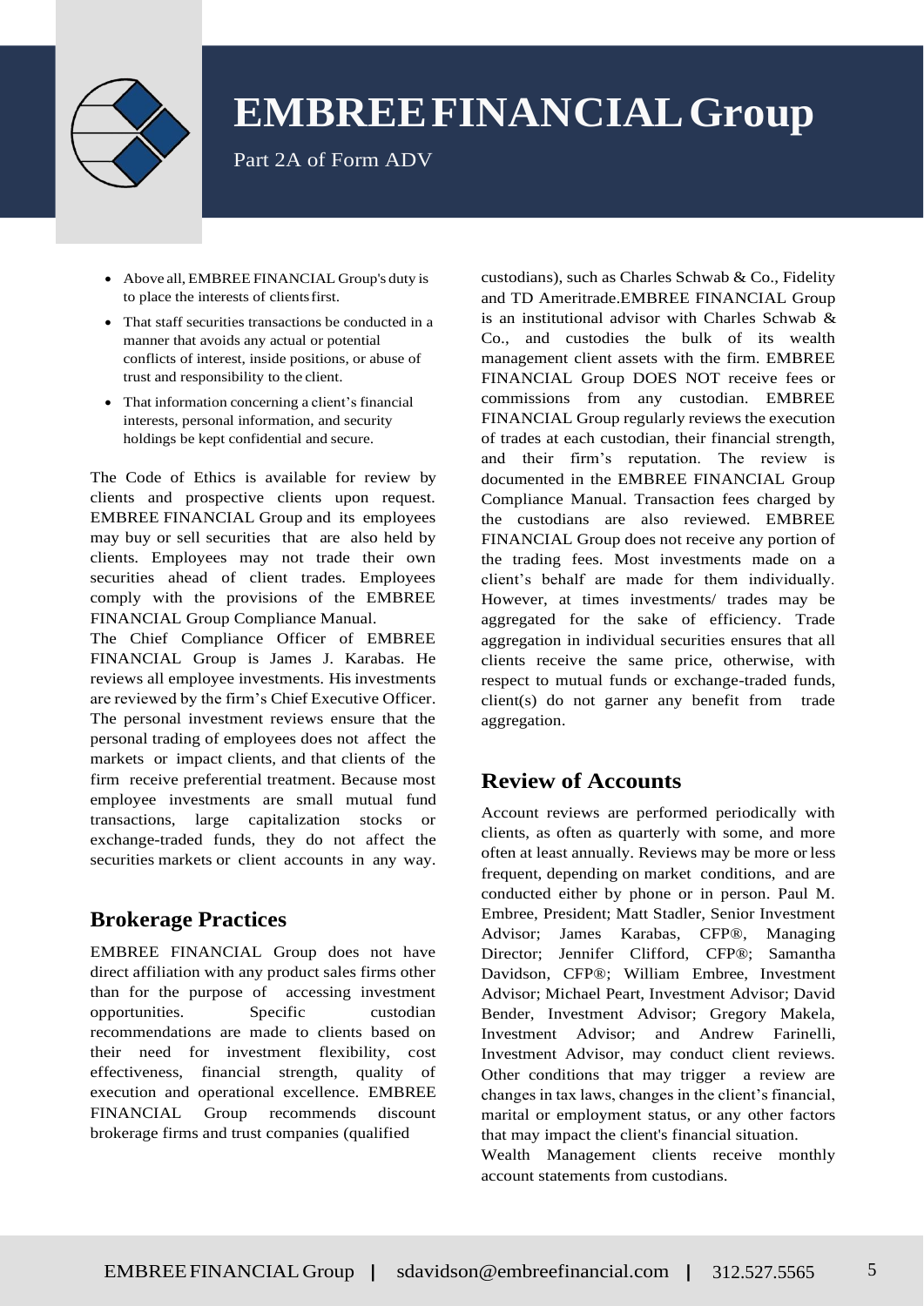- Above all, EMBREE FINANCIAL Group's duty is to place the interests of clients first.
- That staff securities transactions be conducted in a manner that avoids any actual or potential conflicts of interest, inside positions, or abuse of trust and responsibility to the client.
- That information concerning a client's financial interests, personal information, and security holdings be kept confidential and secure.

The Code of Ethics is available for review by clients and prospective clients upon request. EMBREE FINANCIAL Group and its employees may buy or sell securities that are also held by clients. Employees may not trade their own securities ahead of client trades. Employees comply with the provisions of the EMBREE FINANCIAL Group Compliance Manual.

The Chief Compliance Officer of EMBREE FINANCIAL Group is James J. Karabas. He reviews all employee investments. His investments are reviewed by the firm's Chief Executive Officer. The personal investment reviews ensure that the personal trading of employees does not affect the markets or impact clients, and that clients of the firm receive preferential treatment. Because most employee investments are small mutual fund transactions, large capitalization stocks or exchange-traded funds, they do not affect the securities markets or client accounts in any way.

## Brokerage Practices

EMBREE FINANCIAL Group does not have direct affiliation with any product sales firms other than for the purpose of accessing investment opportunities. Specific custodian recommendations are made to clients based on their need for investment flexibility, cost effectiveness, financial strength, quality of execution and operational excellence. EMBREE FINANCIAL Group recommends discount brokerage firms and trust companies (qualified custodians), such as Charles Schwab & Co., Fidelity and TD Ameritrade.EMBREE FINANCIAL Group is an institutional advisor with Charles Schwab & Co., and custodies the bulk of its wealth management client assets with the firm. EMBREE FINANCIAL Group DOES NOT receive fees or commissions from any custodian. EMBREE FINANCIAL Group regularly reviews the execution of trades at each custodian, their financial strength, and their firm's reputation. The review is documented in the EMBREE FINANCIAL Group Compliance Manual. Transaction fees charged by the custodians are also reviewed. EMBREE FINANCIAL Group does not receive any portion of the trading fees. Most investments made on a client's behalf are made for them individually. However, at times investments/ trades may be aggregated for the sake of efficiency. Trade aggregation in individual securities ensures that all clients receive the same price, otherwise, with respect to mutual funds or exchange-traded funds, client(s) do not garner any benefit from trade aggregation.

## Review of Accounts

Account reviews are performed periodically with clients, as often as quarterly with some, and more often at least annually. Reviews may be more or less frequent, depending on market conditions, and are conducted either by phone or in person. Paul M. Embree, President; Matt Stadler, Senior Investment Advisor; James Karabas, CFP®, Managing Director; Jennifer Clifford, CFP®; Samantha Davidson, CFP®; William Embree, Investment Advisor; Michael Peart, Investment Advisor; David Bender, Investment Advisor; Gregory Makela, Investment Advisor; and Andrew Farinelli, Investment Advisor, may conduct client reviews. Other conditions that may trigger a review are changes in tax laws, changes in the client's financial, marital or employment status, or any other factors that may impact the client's financial situation.

Wealth Management clients receive monthly account statements from custodians.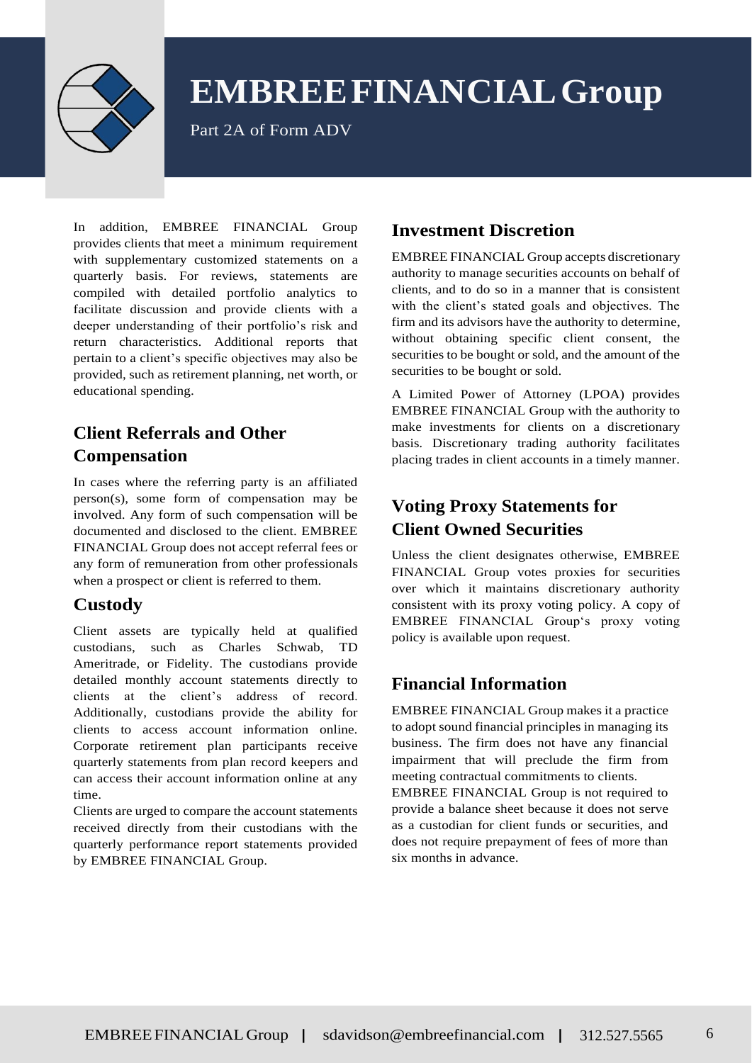In addition, EMBREE FINANCIAL Group provides clients that meet a minimum requirement with supplementary customized statements on a quarterly basis. For reviews, statements are compiled with detailed portfolio analytics to facilitate discussion and provide clients with a deeper understanding of their portfolio's risk and return characteristics. Additional reports that pertain to a client's specific objectives may also be provided, such as retirement planning, net worth, or educational spending.

## Client Referrals and Other Compensation

In cases where the referring party is an affiliated person(s), some form of compensation may be involved. Any form of such compensation will be documented and disclosed to the client. EMBREE FINANCIAL Group does not accept referral fees or any form of remuneration from other professionals when a prospect or client is referred to them.

## Custody

Client assets are typically held at qualified custodians, such as Charles Schwab, TD Ameritrade, or Fidelity. The custodians provide detailed monthly account statements directly to clients at the client's address of record. Additionally, custodians provide the ability for clients to access account information online. Corporate retirement plan participants receive quarterly statements from plan record keepers and can access their account information online at any time.

Clients are urged to compare the account statements received directly from their custodians with the quarterly performance report statements provided by EMBREE FINANCIAL Group.

## Investment Discretion

EMBREE FINANCIAL Group accepts discretionary authority to manage securities accounts on behalf of clients, and to do so in a manner that is consistent with the client's stated goals and objectives. The firm and its advisors have the authority to determine, without obtaining specific client consent, the securities to be bought or sold, and the amount of the securities to be bought or sold.

A Limited Power of Attorney (LPOA) provides EMBREE FINANCIAL Group with the authority to make investments for clients on a discretionary basis. Discretionary trading authority facilitates placing trades in client accounts in a timely manner.

## Voting Proxy Statements for Client Owned Securities

Unless the client designates otherwise, EMBREE FINANCIAL Group votes proxies for securities over which it maintains discretionary authority consistent with its proxy voting policy. A copy of EMBREE FINANCIAL Group's proxy voting policy is available upon request.

## Financial Information

EMBREE FINANCIAL Group makes it a practice to adopt sound financial principles in managing its business. The firm does not have any financial impairment that will preclude the firm from meeting contractual commitments to clients.

EMBREE FINANCIAL Group is not required to provide a balance sheet because it does not serve as a custodian for client funds or securities, and does not require prepayment of fees of more than six months in advance.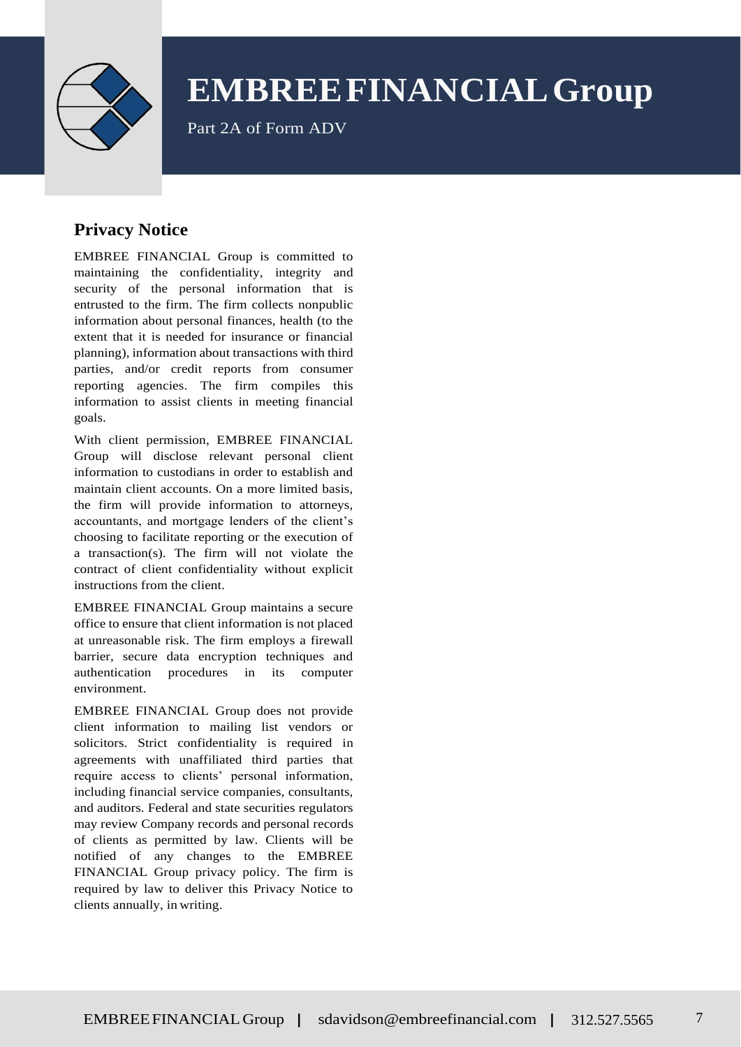## Privacy Notice

EMBREE FINANCIAL Group is committed to maintaining the confidentiality, integrity and security of the personal information that is entrusted to the firm. The firm collects nonpublic information about personal finances, health (to the extent that it is needed for insurance or financial planning), information about transactions with third parties, and/or credit reports from consumer reporting agencies. The firm compiles this information to assist clients in meeting financial goals.

With client permission, EMBREE FINANCIAL Group will disclose relevant personal client information to custodians in order to establish and maintain client accounts. On a more limited basis, the firm will provide information to attorneys, accountants, and mortgage lenders of the client's choosing to facilitate reporting or the execution of a transaction(s). The firm will not violate the contract of client confidentiality without explicit instructions from the client.

EMBREE FINANCIAL Group maintains a secure office to ensure that client information is not placed at unreasonable risk. The firm employs a firewall barrier, secure data encryption techniques and authentication procedures in its computer environment.

EMBREE FINANCIAL Group does not provide client information to mailing list vendors or solicitors. Strict confidentiality is required in agreements with unaffiliated third parties that require access to clients' personal information, including financial service companies, consultants, and auditors. Federal and state securities regulators may review Company records and personal records of clients as permitted by law. Clients will be notified of any changes to the EMBREE FINANCIAL Group privacy policy. The firm is required by law to deliver this Privacy Notice to clients annually, in writing.